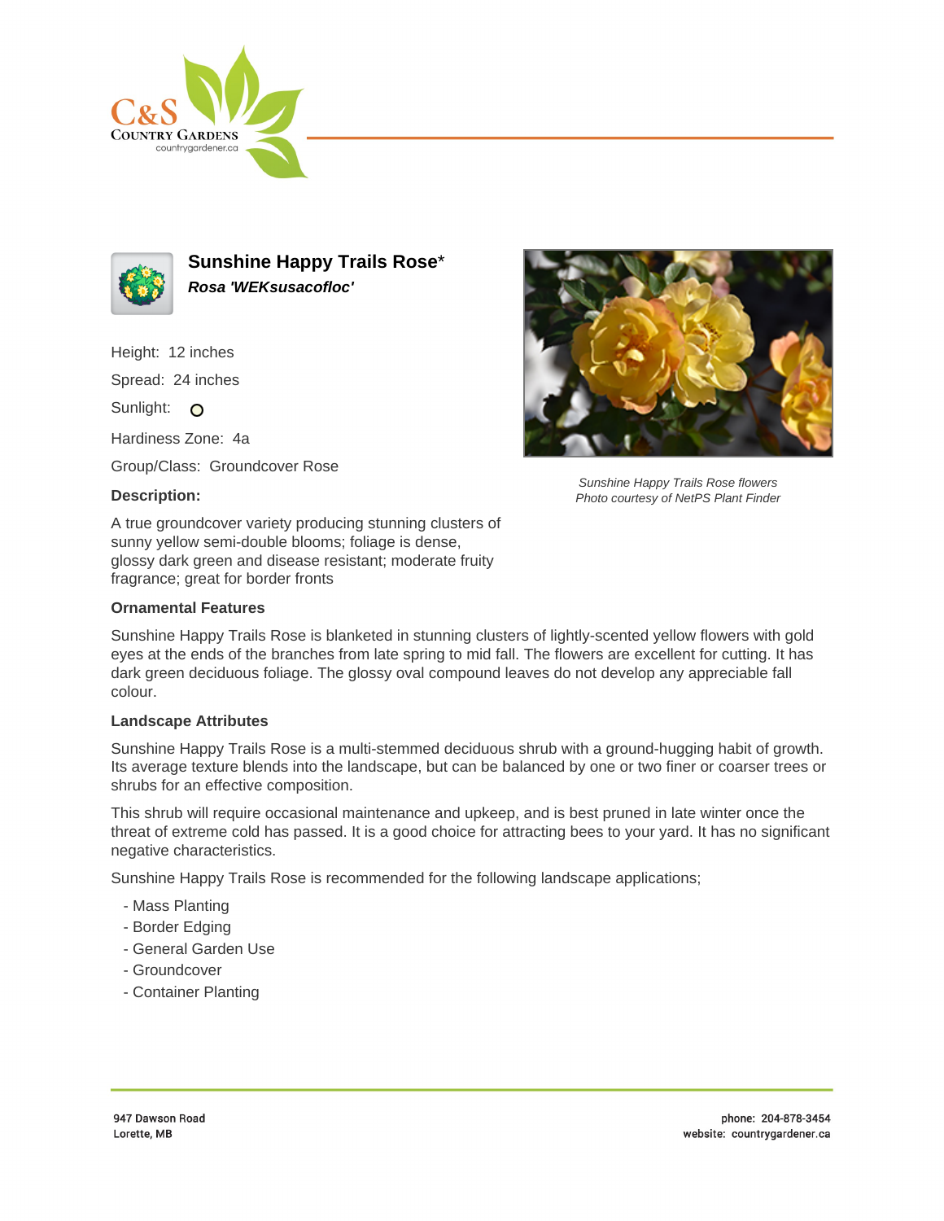# Sunshine Happy Trails Rose*

***Rosa 'WEKsusacofloc'***

Height: 12 inches

Spread: 24 inches

Sunlight: O

Hardiness Zone: 4a

Group/Class: Groundcover Rose

**Description:**

A true groundcover variety producing stunning clusters of sunny yellow semi-double blooms; foliage is dense, glossy dark green and disease resistant; moderate fruity fragrance; great for border fronts

*Sunshine Happy Trails Rose flowers*
*Photo courtesy of NetPS Plant Finder*

### Ornamental Features

Sunshine Happy Trails Rose is blanketed in stunning clusters of lightly-scented yellow flowers with gold eyes at the ends of the branches from late spring to mid fall. The flowers are excellent for cutting. It has dark green deciduous foliage. The glossy oval compound leaves do not develop any appreciable fall colour.

### Landscape Attributes

Sunshine Happy Trails Rose is a multi-stemmed deciduous shrub with a ground-hugging habit of growth. Its average texture blends into the landscape, but can be balanced by one or two finer or coarser trees or shrubs for an effective composition.

This shrub will require occasional maintenance and upkeep, and is best pruned in late winter once the threat of extreme cold has passed. It is a good choice for attracting bees to your yard. It has no significant negative characteristics.

Sunshine Happy Trails Rose is recommended for the following landscape applications;

- Mass Planting
- Border Edging
- General Garden Use
- Groundcover
- Container Planting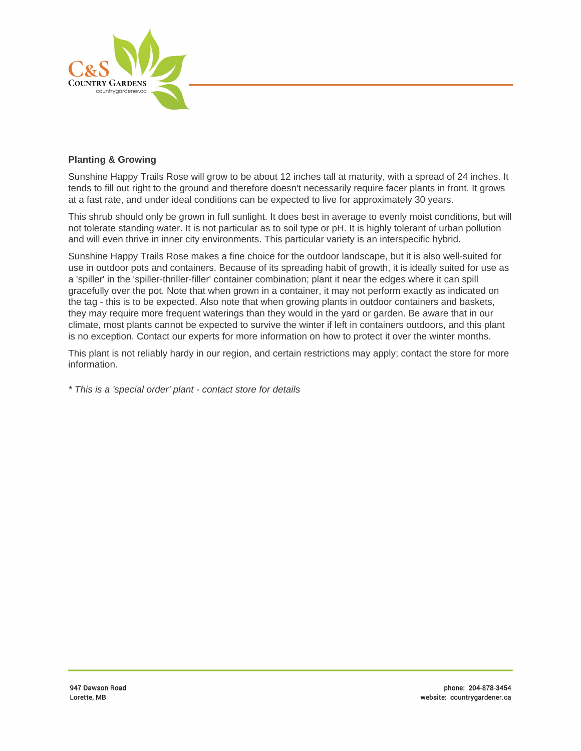**Planting & Growing**

Sunshine Happy Trails Rose will grow to be about 12 inches tall at maturity, with a spread of 24 inches. It tends to fill out right to the ground and therefore doesn't necessarily require facer plants in front. It grows at a fast rate, and under ideal conditions can be expected to live for approximately 30 years.

This shrub should only be grown in full sunlight. It does best in average to evenly moist conditions, but will not tolerate standing water. It is not particular as to soil type or pH. It is highly tolerant of urban pollution and will even thrive in inner city environments. This particular variety is an interspecific hybrid.

Sunshine Happy Trails Rose makes a fine choice for the outdoor landscape, but it is also well-suited for use in outdoor pots and containers. Because of its spreading habit of growth, it is ideally suited for use as a 'spiller' in the 'spiller-thriller-filler' container combination; plant it near the edges where it can spill gracefully over the pot. Note that when grown in a container, it may not perform exactly as indicated on the tag - this is to be expected. Also note that when growing plants in outdoor containers and baskets, they may require more frequent waterings than they would in the yard or garden. Be aware that in our climate, most plants cannot be expected to survive the winter if left in containers outdoors, and this plant is no exception. Contact our experts for more information on how to protect it over the winter months.

This plant is not reliably hardy in our region, and certain restrictions may apply; contact the store for more information.

*\* This is a 'special order' plant - contact store for details*